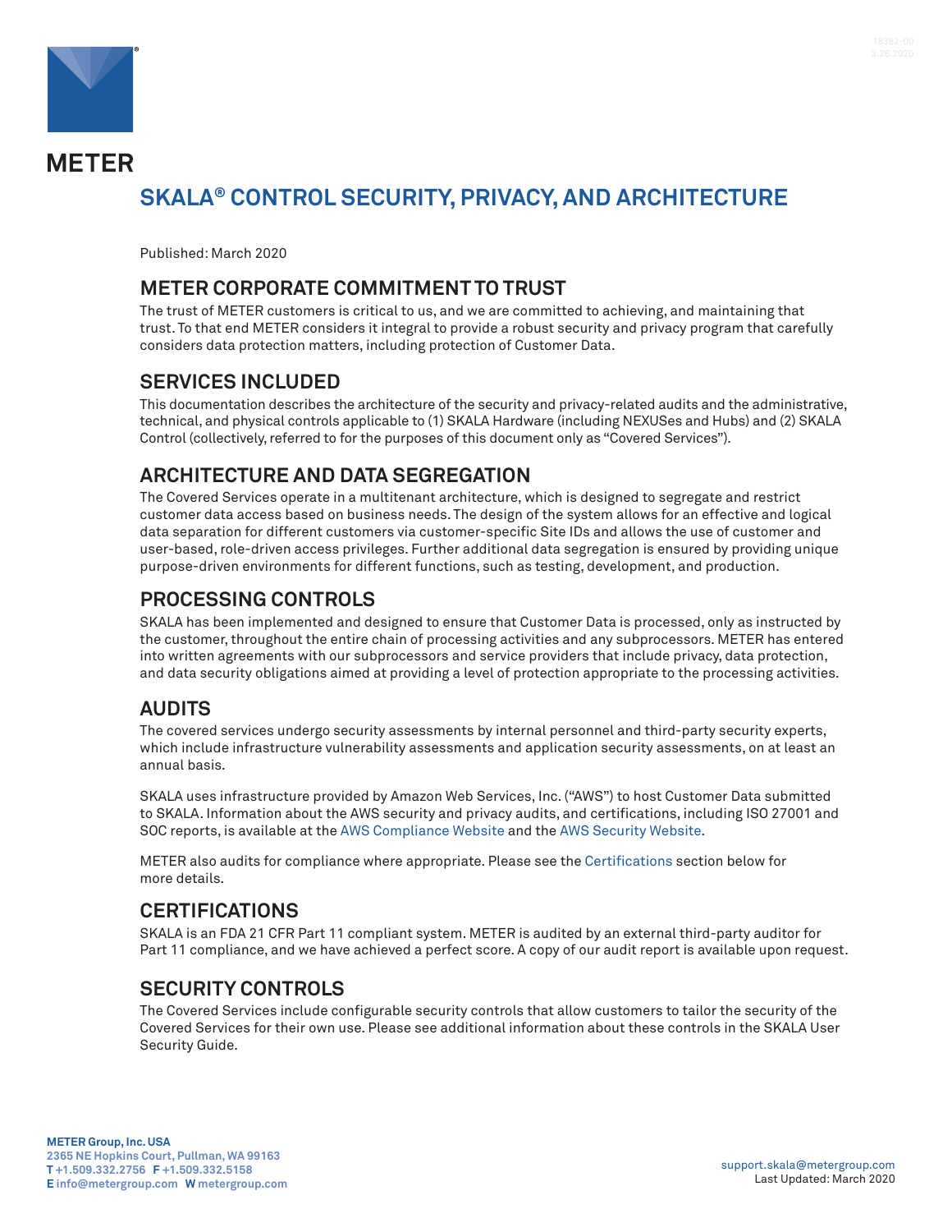METER

# SKALA® CONTROL SECURITY, PRIVACY, AND ARCHITECTURE

Published: March 2020

## METER CORPORATE COMMITMENT TO TRUST

The trust of METER customers is critical to us, and we are committed to achieving, and maintaining that trust. To that end METER considers it integral to provide a robust security and privacy program that carefully considers data protection matters, including protection of Customer Data.

## SERVICES INCLUDED

This documentation describes the architecture of the security and privacy-related audits and the administrative, technical, and physical controls applicable to (1) SKALA Hardware (including NEXUSes and Hubs) and (2) SKALA Control (collectively, referred to for the purposes of this document only as "Covered Services").

## ARCHITECTURE AND DATA SEGREGATION

The Covered Services operate in a multitenant architecture, which is designed to segregate and restrict customer data access based on business needs. The design of the system allows for an effective and logical data separation for different customers via customer-specific Site IDs and allows the use of customer and user-based, role-driven access privileges. Further additional data segregation is ensured by providing unique purpose-driven environments for different functions, such as testing, development, and production.

## PROCESSING CONTROLS

SKALA has been implemented and designed to ensure that Customer Data is processed, only as instructed by the customer, throughout the entire chain of processing activities and any subprocessors. METER has entered into written agreements with our subprocessors and service providers that include privacy, data protection, and data security obligations aimed at providing a level of protection appropriate to the processing activities.

## AUDITS

The covered services undergo security assessments by internal personnel and third-party security experts, which include infrastructure vulnerability assessments and application security assessments, on at least an annual basis.

SKALA uses infrastructure provided by Amazon Web Services, Inc. ("AWS") to host Customer Data submitted to SKALA. Information about the AWS security and privacy audits, and certifications, including ISO 27001 and SOC reports, is available at the AWS Compliance Website and the AWS Security Website.

METER also audits for compliance where appropriate. Please see the Certifications section below for more details.

## CERTIFICATIONS

SKALA is an FDA 21 CFR Part 11 compliant system. METER is audited by an external third-party auditor for Part 11 compliance, and we have achieved a perfect score. A copy of our audit report is available upon request.

## SECURITY CONTROLS

The Covered Services include configurable security controls that allow customers to tailor the security of the Covered Services for their own use. Please see additional information about these controls in the SKALA User Security Guide.

**METER Group, Inc. USA**
**2365 NE Hopkins Court, Pullman, WA 99163**
**T +1.509.332.2756 F +1.509.332.5158**
**E info@metergroup.com W metergroup.com**

support.skala@metergroup.com
Last Updated: March 2020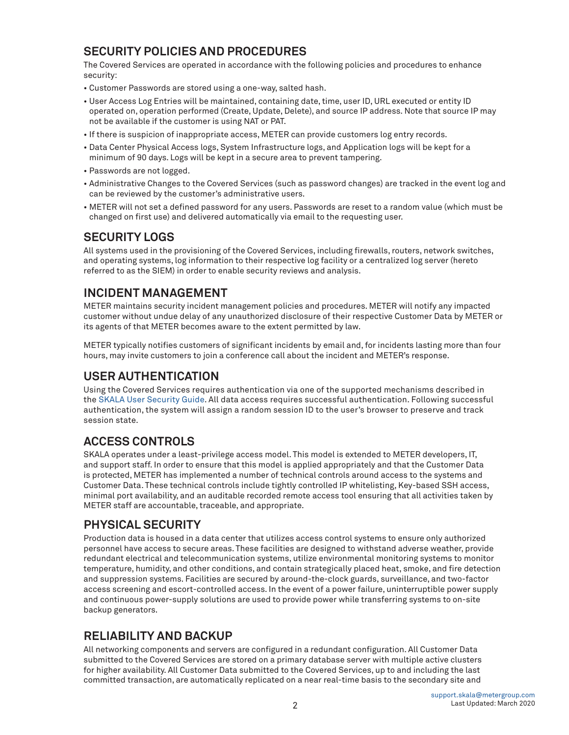## SECURITY POLICIES AND PROCEDURES

The Covered Services are operated in accordance with the following policies and procedures to enhance security:

- Customer Passwords are stored using a one-way, salted hash.
- User Access Log Entries will be maintained, containing date, time, user ID, URL executed or entity ID operated on, operation performed (Create, Update, Delete), and source IP address. Note that source IP may not be available if the customer is using NAT or PAT.
- If there is suspicion of inappropriate access, METER can provide customers log entry records.
- Data Center Physical Access logs, System Infrastructure logs, and Application logs will be kept for a minimum of 90 days. Logs will be kept in a secure area to prevent tampering.
- Passwords are not logged.
- Administrative Changes to the Covered Services (such as password changes) are tracked in the event log and can be reviewed by the customer's administrative users.
- METER will not set a defined password for any users. Passwords are reset to a random value (which must be changed on first use) and delivered automatically via email to the requesting user.

## SECURITY LOGS

All systems used in the provisioning of the Covered Services, including firewalls, routers, network switches, and operating systems, log information to their respective log facility or a centralized log server (hereto referred to as the SIEM) in order to enable security reviews and analysis.

## INCIDENT MANAGEMENT

METER maintains security incident management policies and procedures. METER will notify any impacted customer without undue delay of any unauthorized disclosure of their respective Customer Data by METER or its agents of that METER becomes aware to the extent permitted by law.

METER typically notifies customers of significant incidents by email and, for incidents lasting more than four hours, may invite customers to join a conference call about the incident and METER's response.

## USER AUTHENTICATION

Using the Covered Services requires authentication via one of the supported mechanisms described in the SKALA User Security Guide. All data access requires successful authentication. Following successful authentication, the system will assign a random session ID to the user's browser to preserve and track session state.

## ACCESS CONTROLS

SKALA operates under a least-privilege access model. This model is extended to METER developers, IT, and support staff. In order to ensure that this model is applied appropriately and that the Customer Data is protected, METER has implemented a number of technical controls around access to the systems and Customer Data. These technical controls include tightly controlled IP whitelisting, Key-based SSH access, minimal port availability, and an auditable recorded remote access tool ensuring that all activities taken by METER staff are accountable, traceable, and appropriate.

## PHYSICAL SECURITY

Production data is housed in a data center that utilizes access control systems to ensure only authorized personnel have access to secure areas. These facilities are designed to withstand adverse weather, provide redundant electrical and telecommunication systems, utilize environmental monitoring systems to monitor temperature, humidity, and other conditions, and contain strategically placed heat, smoke, and fire detection and suppression systems. Facilities are secured by around-the-clock guards, surveillance, and two-factor access screening and escort-controlled access. In the event of a power failure, uninterruptible power supply and continuous power-supply solutions are used to provide power while transferring systems to on-site backup generators.

## RELIABILITY AND BACKUP

All networking components and servers are configured in a redundant configuration. All Customer Data submitted to the Covered Services are stored on a primary database server with multiple active clusters for higher availability. All Customer Data submitted to the Covered Services, up to and including the last committed transaction, are automatically replicated on a near real-time basis to the secondary site and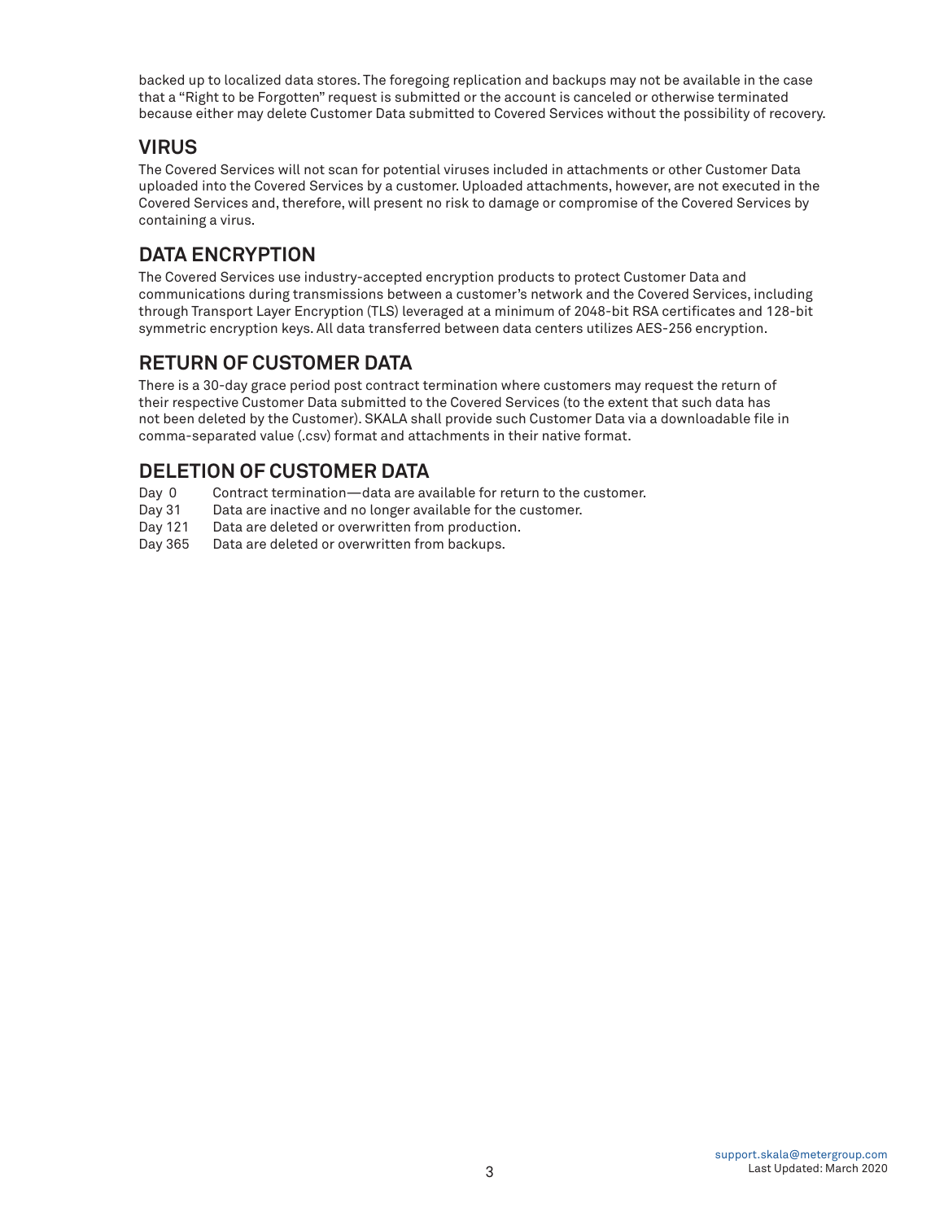backed up to localized data stores. The foregoing replication and backups may not be available in the case that a "Right to be Forgotten" request is submitted or the account is canceled or otherwise terminated because either may delete Customer Data submitted to Covered Services without the possibility of recovery.

## VIRUS

The Covered Services will not scan for potential viruses included in attachments or other Customer Data uploaded into the Covered Services by a customer. Uploaded attachments, however, are not executed in the Covered Services and, therefore, will present no risk to damage or compromise of the Covered Services by containing a virus.

## DATA ENCRYPTION

The Covered Services use industry-accepted encryption products to protect Customer Data and communications during transmissions between a customer's network and the Covered Services, including through Transport Layer Encryption (TLS) leveraged at a minimum of 2048-bit RSA certificates and 128-bit symmetric encryption keys. All data transferred between data centers utilizes AES-256 encryption.

## RETURN OF CUSTOMER DATA

There is a 30-day grace period post contract termination where customers may request the return of their respective Customer Data submitted to the Covered Services (to the extent that such data has not been deleted by the Customer). SKALA shall provide such Customer Data via a downloadable file in comma-separated value (.csv) format and attachments in their native format.

## DELETION OF CUSTOMER DATA

| | |
|---|---|
| Day 0 | Contract termination—data are available for return to the customer. |
| Day 31 | Data are inactive and no longer available for the customer. |
| Day 121 | Data are deleted or overwritten from production. |
| Day 365 | Data are deleted or overwritten from backups. |

support.skala@metergroup.com
Last Updated: March 2020